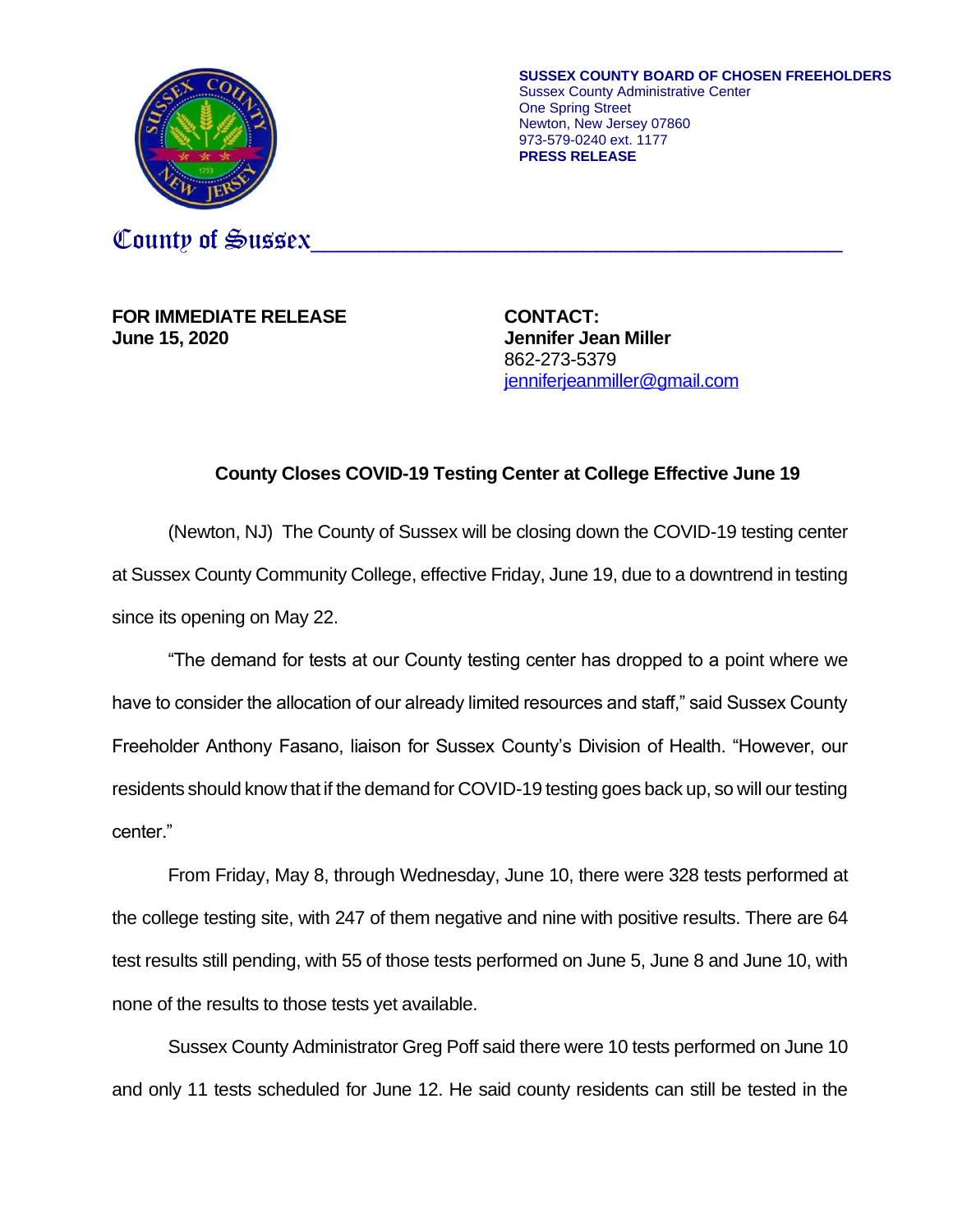**SUSSEX COUNTY BOARD OF CHOSEN FREEHOLDERS**
Sussex County Administrative Center
One Spring Street
Newton, New Jersey 07860
973-579-0240 ext. 1177
**PRESS RELEASE**

County of Sussex

**FOR IMMEDIATE RELEASE**
**June 15, 2020**

**CONTACT:**
**Jennifer Jean Miller**
862-273-5379
jenniferjeanmiller@gmail.com

## County Closes COVID-19 Testing Center at College Effective June 19

(Newton, NJ) The County of Sussex will be closing down the COVID-19 testing center at Sussex County Community College, effective Friday, June 19, due to a downtrend in testing since its opening on May 22.

"The demand for tests at our County testing center has dropped to a point where we have to consider the allocation of our already limited resources and staff," said Sussex County Freeholder Anthony Fasano, liaison for Sussex County's Division of Health. "However, our residents should know that if the demand for COVID-19 testing goes back up, so will our testing center."

From Friday, May 8, through Wednesday, June 10, there were 328 tests performed at the college testing site, with 247 of them negative and nine with positive results. There are 64 test results still pending, with 55 of those tests performed on June 5, June 8 and June 10, with none of the results to those tests yet available.

Sussex County Administrator Greg Poff said there were 10 tests performed on June 10 and only 11 tests scheduled for June 12. He said county residents can still be tested in the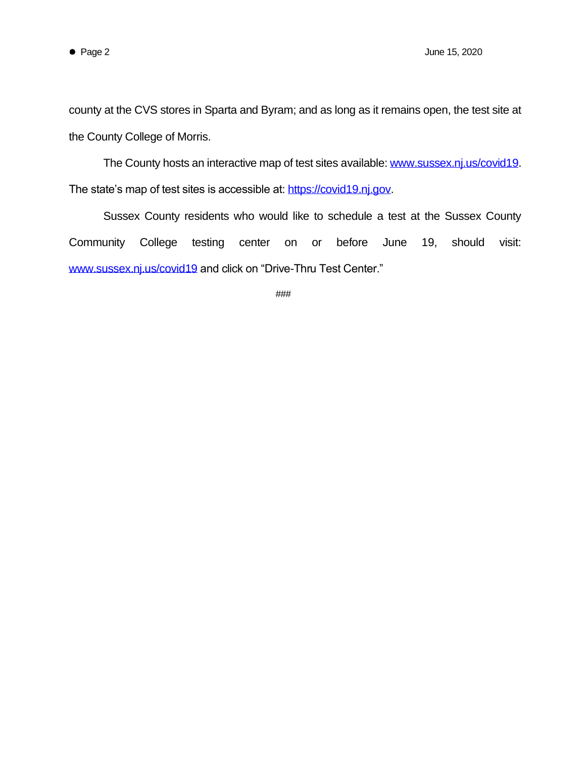county at the CVS stores in Sparta and Byram; and as long as it remains open, the test site at the County College of Morris.

The County hosts an interactive map of test sites available: [www.sussex.nj.us/covid19](www.sussex.nj.us/covid19). The state's map of test sites is accessible at: [https://covid19.nj.gov](https://covid19.nj.gov).

Sussex County residents who would like to schedule a test at the Sussex County Community College testing center on or before June 19, should visit: [www.sussex.nj.us/covid19](www.sussex.nj.us/covid19) and click on "Drive-Thru Test Center."

###